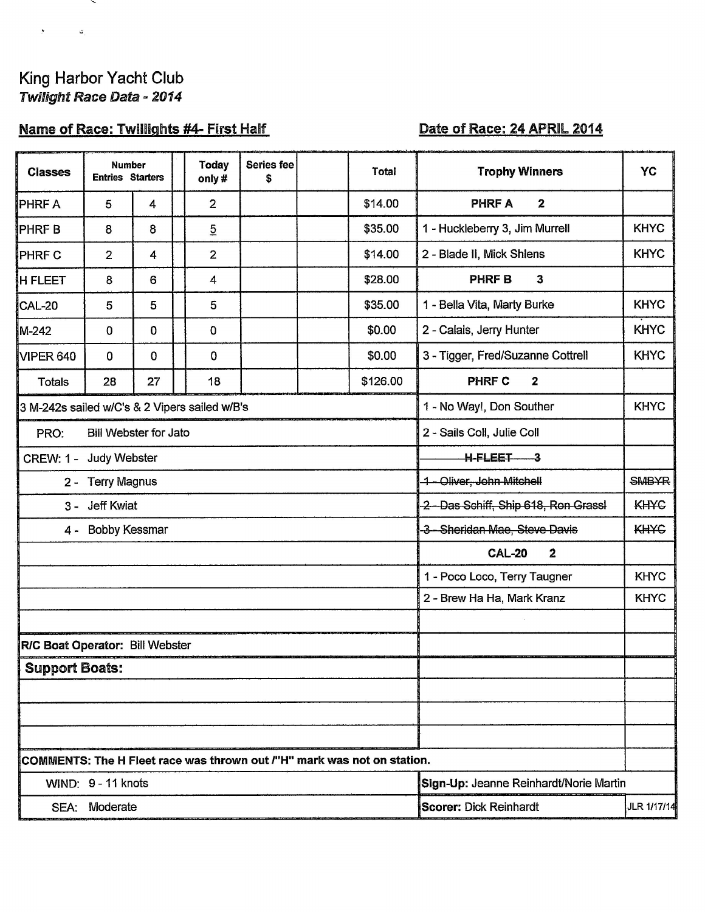# King Harbor Yacht Club

***Twilight Race Data - 2014***

**Name of Race: Twillights #4- First Half** **Date of Race: 24 APRIL 2014**

| Classes | Number Entries | Starters | | Today only # | Series fee $ | | Total | Trophy Winners | YC |
|---|---|---|---|---|---|---|---|---|---|
| PHRF A | 5 | 4 | | 2 | | | $14.00 | **PHRF A 2** | |
| PHRF B | 8 | 8 | | 5 | | | $35.00 | 1 - Huckleberry 3, Jim Murrell | KHYC |
| PHRF C | 2 | 4 | | 2 | | | $14.00 | 2 - Blade II, Mick Shlens | KHYC |
| H FLEET | 8 | 6 | | 4 | | | $28.00 | **PHRF B 3** | |
| CAL-20 | 5 | 5 | | 5 | | | $35.00 | 1 - Bella Vita, Marty Burke | KHYC |
| M-242 | 0 | 0 | | 0 | | | $0.00 | 2 - Calais, Jerry Hunter | KHYC |
| VIPER 640 | 0 | 0 | | 0 | | | $0.00 | 3 - Tigger, Fred/Suzanne Cottrell | KHYC |
| Totals | 28 | 27 | | 18 | | | $126.00 | **PHRF C 2** | |
| 3 M-242s sailed w/C's & 2 Vipers sailed w/B's | | | | | | | | 1 - No Way!, Don Souther | KHYC |
| PRO: Bill Webster for Jato | | | | | | | | 2 - Sails Coll, Julie Coll | |
| CREW: 1 - Judy Webster | | | | | | | | ~~**H-FLEET 3**~~ | |
| 2 - Terry Magnus | | | | | | | | ~~1 - Oliver, John Mitchell~~ | ~~SMBYR~~ |
| 3 - Jeff Kwiat | | | | | | | | ~~2 - Das Schiff, Ship 618, Ron Grassl~~ | ~~KHYC~~ |
| 4 - Bobby Kessmar | | | | | | | | ~~3 - Sheridan Mae, Steve Davis~~ | ~~KHYC~~ |
| | | | | | | | | **CAL-20 2** | |
| | | | | | | | | 1 - Poco Loco, Terry Taugner | KHYC |
| | | | | | | | | 2 - Brew Ha Ha, Mark Kranz | KHYC |
| **R/C Boat Operator:** Bill Webster | | | | | | | | | |
| **Support Boats:** | | | | | | | | | |

**COMMENTS:** **The H Fleet race was thrown out /"H" mark was not on station.**

WIND: 9 - 11 knots

SEA: Moderate

**Sign-Up:** Jeanne Reinhardt/Norie Martin

**Scorer:** Dick Reinhardt

JLR 1/17/14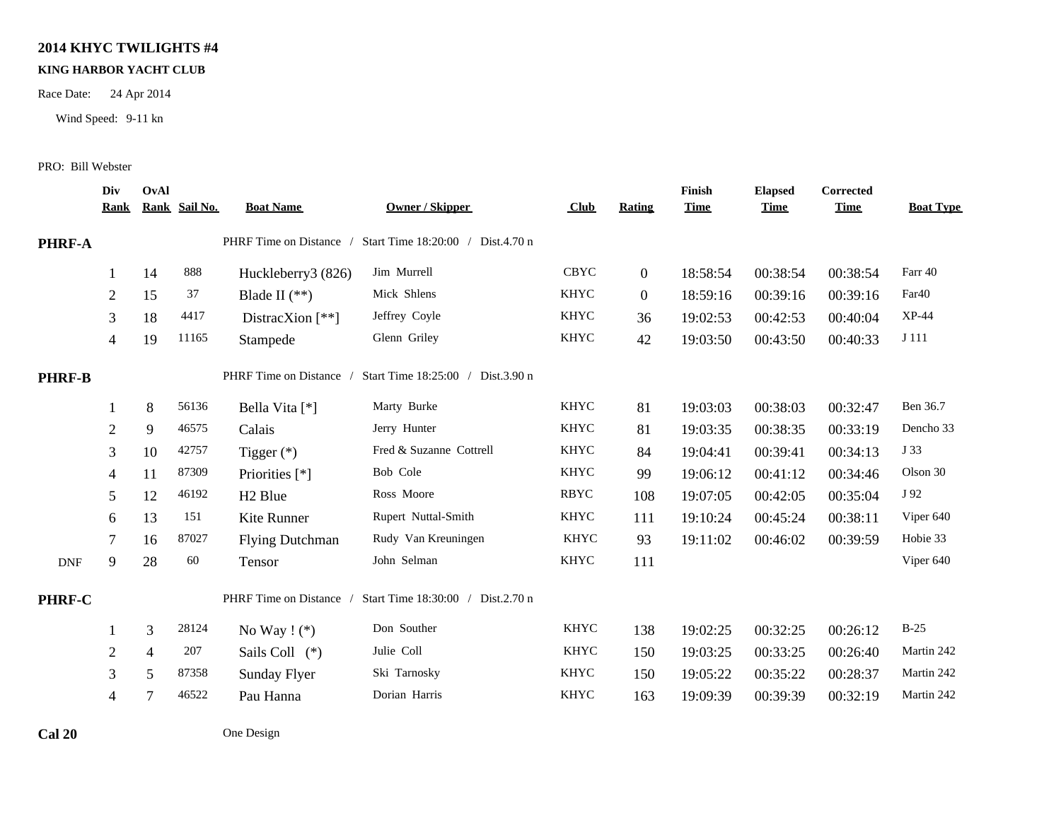**2014 KHYC TWILIGHTS #4**

**KING HARBOR YACHT CLUB**

Race Date: 24 Apr 2014

Wind Speed: 9-11 kn

PRO: Bill Webster

| | Div Rank | OvAl Rank | Sail No. | Boat Name | Owner / Skipper | Club | Rating | Finish Time | Elapsed Time | Corrected Time | Boat Type |
|---|---|---|---|---|---|---|---|---|---|---|---|
| **PHRF-A** | | | | PHRF Time on Distance / Start Time 18:20:00 / Dist.4.70 n | | | | | | | |
| | 1 | 14 | 888 | Huckleberry3 (826) | Jim Murrell | CBYC | 0 | 18:58:54 | 00:38:54 | 00:38:54 | Farr 40 |
| | 2 | 15 | 37 | Blade II (**) | Mick Shlens | KHYC | 0 | 18:59:16 | 00:39:16 | 00:39:16 | Far40 |
| | 3 | 18 | 4417 | DistracXion [**] | Jeffrey Coyle | KHYC | 36 | 19:02:53 | 00:42:53 | 00:40:04 | XP-44 |
| | 4 | 19 | 11165 | Stampede | Glenn Griley | KHYC | 42 | 19:03:50 | 00:43:50 | 00:40:33 | J 111 |
| **PHRF-B** | | | | PHRF Time on Distance / Start Time 18:25:00 / Dist.3.90 n | | | | | | | |
| | 1 | 8 | 56136 | Bella Vita [*] | Marty Burke | KHYC | 81 | 19:03:03 | 00:38:03 | 00:32:47 | Ben 36.7 |
| | 2 | 9 | 46575 | Calais | Jerry Hunter | KHYC | 81 | 19:03:35 | 00:38:35 | 00:33:19 | Dencho 33 |
| | 3 | 10 | 42757 | Tigger (*) | Fred & Suzanne Cottrell | KHYC | 84 | 19:04:41 | 00:39:41 | 00:34:13 | J 33 |
| | 4 | 11 | 87309 | Priorities [*] | Bob Cole | KHYC | 99 | 19:06:12 | 00:41:12 | 00:34:46 | Olson 30 |
| | 5 | 12 | 46192 | H2 Blue | Ross Moore | RBYC | 108 | 19:07:05 | 00:42:05 | 00:35:04 | J 92 |
| | 6 | 13 | 151 | Kite Runner | Rupert Nuttal-Smith | KHYC | 111 | 19:10:24 | 00:45:24 | 00:38:11 | Viper 640 |
| | 7 | 16 | 87027 | Flying Dutchman | Rudy Van Kreuningen | KHYC | 93 | 19:11:02 | 00:46:02 | 00:39:59 | Hobie 33 |
| DNF | 9 | 28 | 60 | Tensor | John Selman | KHYC | 111 | | | | Viper 640 |
| **PHRF-C** | | | | PHRF Time on Distance / Start Time 18:30:00 / Dist.2.70 n | | | | | | | |
| | 1 | 3 | 28124 | No Way ! (*) | Don Souther | KHYC | 138 | 19:02:25 | 00:32:25 | 00:26:12 | B-25 |
| | 2 | 4 | 207 | Sails Coll (*) | Julie Coll | KHYC | 150 | 19:03:25 | 00:33:25 | 00:26:40 | Martin 242 |
| | 3 | 5 | 87358 | Sunday Flyer | Ski Tarnosky | KHYC | 150 | 19:05:22 | 00:35:22 | 00:28:37 | Martin 242 |
| | 4 | 7 | 46522 | Pau Hanna | Dorian Harris | KHYC | 163 | 19:09:39 | 00:39:39 | 00:32:19 | Martin 242 |
| **Cal 20** | | | | One Design | | | | | | | |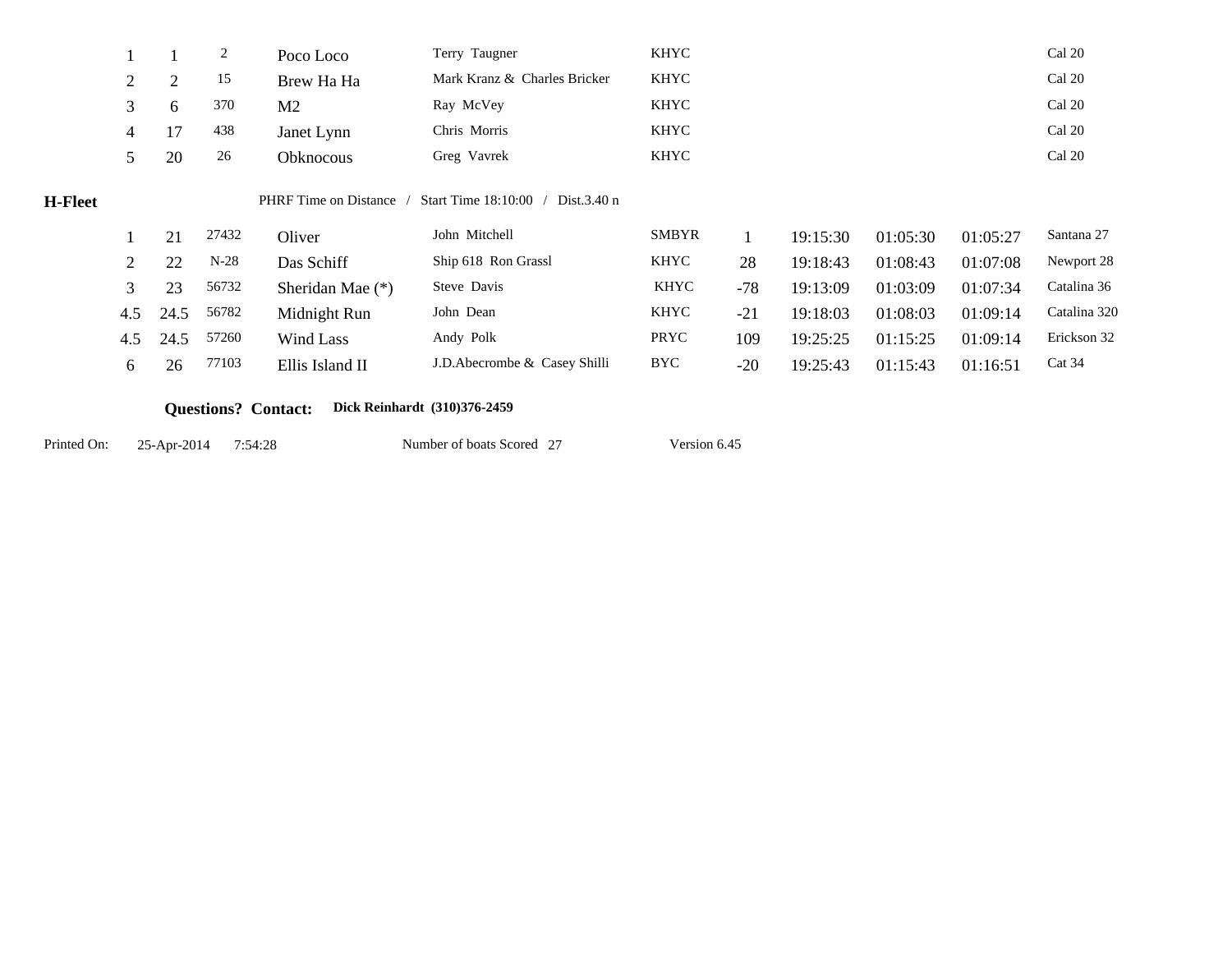| | | | | | | | | | | | |
|---|---|---|---|---|---|---|---|---|---|---|---|
| 1 | 1 | 2 | Poco Loco | Terry Taugner | KHYC | | | | | Cal 20 |
| 2 | 2 | 15 | Brew Ha Ha | Mark Kranz & Charles Bricker | KHYC | | | | | Cal 20 |
| 3 | 6 | 370 | M2 | Ray McVey | KHYC | | | | | Cal 20 |
| 4 | 17 | 438 | Janet Lynn | Chris Morris | KHYC | | | | | Cal 20 |
| 5 | 20 | 26 | Obknocous | Greg Vavrek | KHYC | | | | | Cal 20 |

**H-Fleet** PHRF Time on Distance / Start Time 18:10:00 / Dist.3.40 n

| | | | | | | | | | | |
|---|---|---|---|---|---|---|---|---|---|---|
| 1 | 21 | 27432 | Oliver | John Mitchell | SMBYR | 1 | 19:15:30 | 01:05:30 | 01:05:27 | Santana 27 |
| 2 | 22 | N-28 | Das Schiff | Ship 618 Ron Grassl | KHYC | 28 | 19:18:43 | 01:08:43 | 01:07:08 | Newport 28 |
| 3 | 23 | 56732 | Sheridan Mae (*) | Steve Davis | KHYC | -78 | 19:13:09 | 01:03:09 | 01:07:34 | Catalina 36 |
| 4.5 | 24.5 | 56782 | Midnight Run | John Dean | KHYC | -21 | 19:18:03 | 01:08:03 | 01:09:14 | Catalina 320 |
| 4.5 | 24.5 | 57260 | Wind Lass | Andy Polk | PRYC | 109 | 19:25:25 | 01:15:25 | 01:09:14 | Erickson 32 |
| 6 | 26 | 77103 | Ellis Island II | J.D.Abecrombe & Casey Shilli | BYC | -20 | 19:25:43 | 01:15:43 | 01:16:51 | Cat 34 |

**Questions? Contact: Dick Reinhardt (310)376-2459**

Printed On: 25-Apr-2014 7:54:28 Number of boats Scored 27 Version 6.45